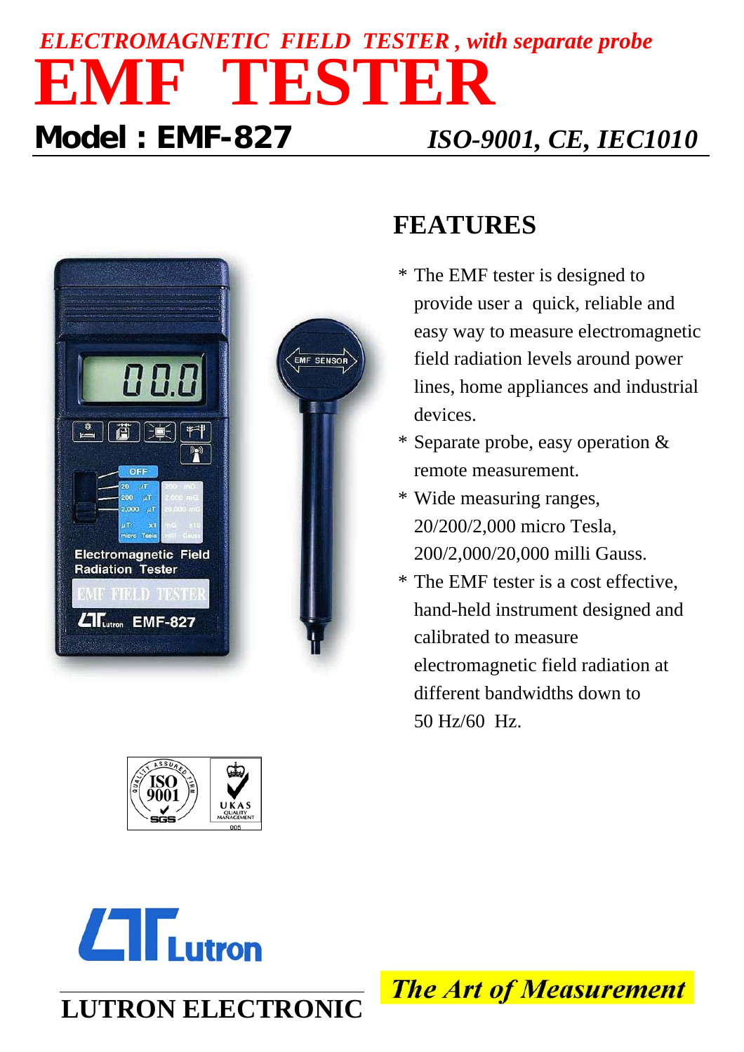*ELECTROMAGNETIC FIELD TESTER , with separate probe*

# EMF TESTER

## Model : EMF-827

*ISO-9001, CE, IEC1010*

## FEATURES

* The EMF tester is designed to provide user a quick, reliable and easy way to measure electromagnetic field radiation levels around power lines, home appliances and industrial devices.
* Separate probe, easy operation & remote measurement.
* Wide measuring ranges, 20/200/2,000 micro Tesla, 200/2,000/20,000 milli Gauss.
* The EMF tester is a cost effective, hand-held instrument designed and calibrated to measure electromagnetic field radiation at different bandwidths down to 50 Hz/60 Hz.

LUTRON ELECTRONIC

*The Art of Measurement*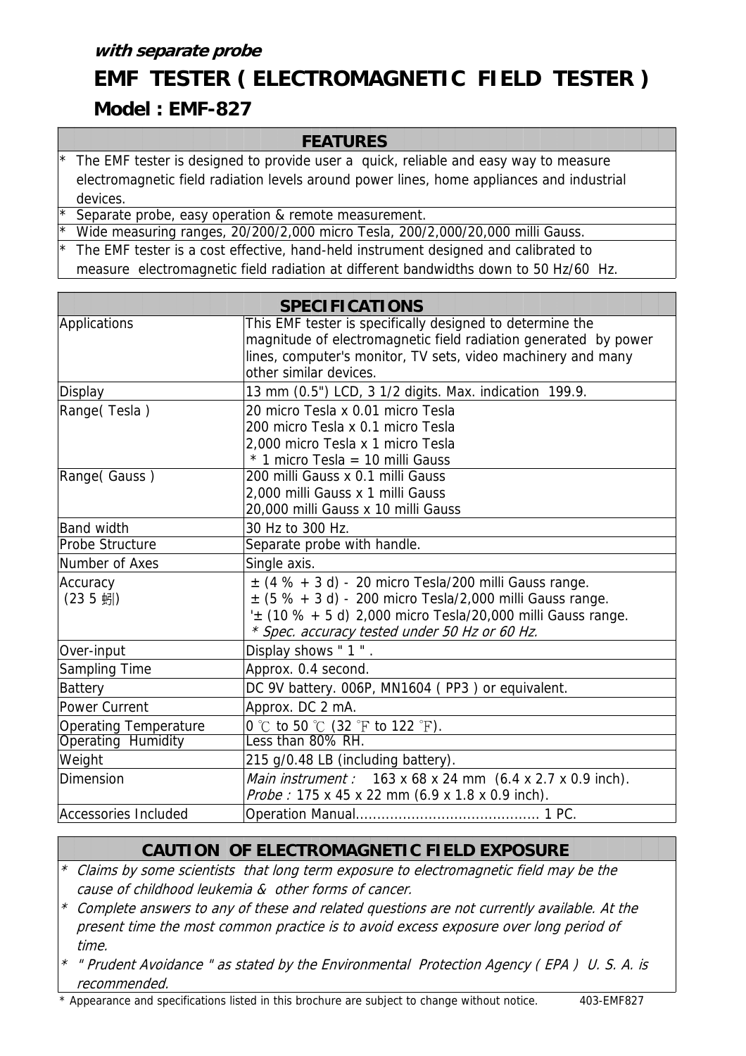***with separate probe***

# EMF TESTER ( ELECTROMAGNETIC FIELD TESTER )

## Model : EMF-827

| FEATURES |
|---|
| * The EMF tester is designed to provide user a quick, reliable and easy way to measure electromagnetic field radiation levels around power lines, home appliances and industrial devices. |
| * Separate probe, easy operation & remote measurement. |
| * Wide measuring ranges, 20/200/2,000 micro Tesla, 200/2,000/20,000 milli Gauss. |
| * The EMF tester is a cost effective, hand-held instrument designed and calibrated to measure electromagnetic field radiation at different bandwidths down to 50 Hz/60 Hz. |

| SPECIFICATIONS | |
|---|---|
| Applications | This EMF tester is specifically designed to determine the magnitude of electromagnetic field radiation generated by power lines, computer's monitor, TV sets, video machinery and many other similar devices. |
| Display | 13 mm (0.5") LCD, 3 1/2 digits. Max. indication 199.9. |
| Range( Tesla ) | 20 micro Tesla x 0.01 micro Tesla<br>200 micro Tesla x 0.1 micro Tesla<br>2,000 micro Tesla x 1 micro Tesla<br>* 1 micro Tesla = 10 milli Gauss |
| Range( Gauss ) | 200 milli Gauss x 0.1 milli Gauss<br>2,000 milli Gauss x 1 milli Gauss<br>20,000 milli Gauss x 10 milli Gauss |
| Band width | 30 Hz to 300 Hz. |
| Probe Structure | Separate probe with handle. |
| Number of Axes | Single axis. |
| Accuracy<br>(23 5 蚓) | ± (4 % + 3 d) - 20 micro Tesla/200 milli Gauss range.<br>± (5 % + 3 d) - 200 micro Tesla/2,000 milli Gauss range.<br>'± (10 % + 5 d) 2,000 micro Tesla/20,000 milli Gauss range.<br>*\* Spec. accuracy tested under 50 Hz or 60 Hz.* |
| Over-input | Display shows " 1 " . |
| Sampling Time | Approx. 0.4 second. |
| Battery | DC 9V battery. 006P, MN1604 ( PP3 ) or equivalent. |
| Power Current | Approx. DC 2 mA. |
| Operating Temperature | 0 ℃ to 50 ℃ (32 ℉ to 122 ℉). |
| Operating Humidity | Less than 80% RH. |
| Weight | 215 g/0.48 LB (including battery). |
| Dimension | *Main instrument :* 163 x 68 x 24 mm (6.4 x 2.7 x 0.9 inch).<br>*Probe :* 175 x 45 x 22 mm (6.9 x 1.8 x 0.9 inch). |
| Accessories Included | Operation Manual........................................... 1 PC. |

| CAUTION OF ELECTROMAGNETIC FIELD EXPOSURE |
|---|
| * *Claims by some scientists that long term exposure to electromagnetic field may be the cause of childhood leukemia & other forms of cancer.* |
| * *Complete answers to any of these and related questions are not currently available. At the present time the most common practice is to avoid excess exposure over long period of time.* |
| * *" Prudent Avoidance " as stated by the Environmental Protection Agency ( EPA ) U. S. A. is recommended.* |

* Appearance and specifications listed in this brochure are subject to change without notice. 403-EMF827